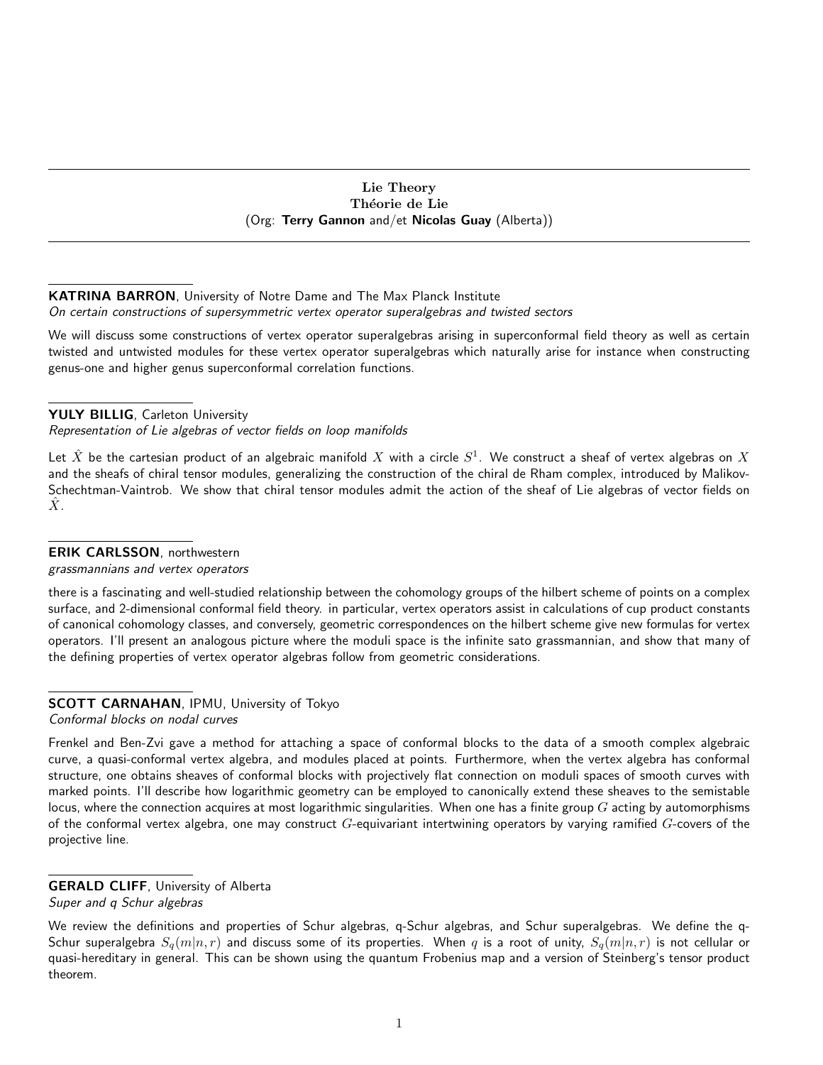# Lie Theory
# Théorie de Lie
(Org: **Terry Gannon** and/et **Nicolas Guay** (Alberta))

---

**KATRINA BARRON**, University of Notre Dame and The Max Planck Institute
*On certain constructions of supersymmetric vertex operator superalgebras and twisted sectors*

We will discuss some constructions of vertex operator superalgebras arising in superconformal field theory as well as certain twisted and untwisted modules for these vertex operator superalgebras which naturally arise for instance when constructing genus-one and higher genus superconformal correlation functions.

---

**YULY BILLIG**, Carleton University
*Representation of Lie algebras of vector fields on loop manifolds*

Let $\hat{X}$ be the cartesian product of an algebraic manifold $X$ with a circle $S^1$. We construct a sheaf of vertex algebras on $X$ and the sheafs of chiral tensor modules, generalizing the construction of the chiral de Rham complex, introduced by Malikov-Schechtman-Vaintrob. We show that chiral tensor modules admit the action of the sheaf of Lie algebras of vector fields on $\hat{X}$.

---

**ERIK CARLSSON**, northwestern
*grassmannians and vertex operators*

there is a fascinating and well-studied relationship between the cohomology groups of the hilbert scheme of points on a complex surface, and 2-dimensional conformal field theory. in particular, vertex operators assist in calculations of cup product constants of canonical cohomology classes, and conversely, geometric correspondences on the hilbert scheme give new formulas for vertex operators. I'll present an analogous picture where the moduli space is the infinite sato grassmannian, and show that many of the defining properties of vertex operator algebras follow from geometric considerations.

---

**SCOTT CARNAHAN**, IPMU, University of Tokyo
*Conformal blocks on nodal curves*

Frenkel and Ben-Zvi gave a method for attaching a space of conformal blocks to the data of a smooth complex algebraic curve, a quasi-conformal vertex algebra, and modules placed at points. Furthermore, when the vertex algebra has conformal structure, one obtains sheaves of conformal blocks with projectively flat connection on moduli spaces of smooth curves with marked points. I'll describe how logarithmic geometry can be employed to canonically extend these sheaves to the semistable locus, where the connection acquires at most logarithmic singularities. When one has a finite group $G$ acting by automorphisms of the conformal vertex algebra, one may construct $G$-equivariant intertwining operators by varying ramified $G$-covers of the projective line.

---

**GERALD CLIFF**, University of Alberta
*Super and q Schur algebras*

We review the definitions and properties of Schur algebras, q-Schur algebras, and Schur superalgebras. We define the q-Schur superalgebra $S_q(m|n,r)$ and discuss some of its properties. When $q$ is a root of unity, $S_q(m|n,r)$ is not cellular or quasi-hereditary in general. This can be shown using the quantum Frobenius map and a version of Steinberg's tensor product theorem.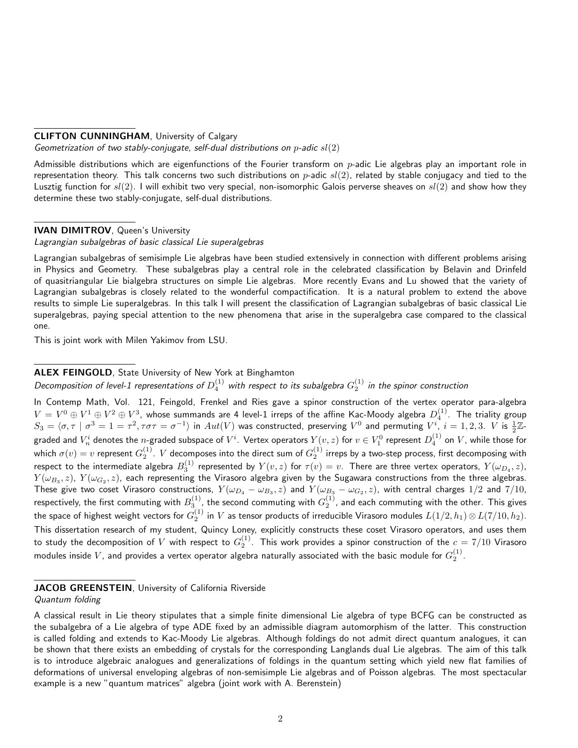**CLIFTON CUNNINGHAM**, University of Calgary
*Geometrization of two stably-conjugate, self-dual distributions on $p$-adic $sl(2)$*

Admissible distributions which are eigenfunctions of the Fourier transform on $p$-adic Lie algebras play an important role in representation theory. This talk concerns two such distributions on $p$-adic $sl(2)$, related by stable conjugacy and tied to the Lusztig function for $sl(2)$. I will exhibit two very special, non-isomorphic Galois perverse sheaves on $sl(2)$ and show how they determine these two stably-conjugate, self-dual distributions.

**IVAN DIMITROV**, Queen's University
*Lagrangian subalgebras of basic classical Lie superalgebras*

Lagrangian subalgebras of semisimple Lie algebras have been studied extensively in connection with different problems arising in Physics and Geometry. These subalgebras play a central role in the celebrated classification by Belavin and Drinfeld of quasitriangular Lie bialgebra structures on simple Lie algebras. More recently Evans and Lu showed that the variety of Lagrangian subalgebras is closely related to the wonderful compactification. It is a natural problem to extend the above results to simple Lie superalgebras. In this talk I will present the classification of Lagrangian subalgebras of basic classical Lie superalgebras, paying special attention to the new phenomena that arise in the superalgebra case compared to the classical one.

This is joint work with Milen Yakimov from LSU.

**ALEX FEINGOLD**, State University of New York at Binghamton
*Decomposition of level-1 representations of $D_4^{(1)}$ with respect to its subalgebra $G_2^{(1)}$ in the spinor construction*

In Contemp Math, Vol. 121, Feingold, Frenkel and Ries gave a spinor construction of the vertex operator para-algebra $V = V^0 \oplus V^1 \oplus V^2 \oplus V^3$, whose summands are 4 level-1 irreps of the affine Kac-Moody algebra $D_4^{(1)}$. The triality group $S_3 = \langle \sigma, \tau \mid \sigma^3 = 1 = \tau^2, \tau\sigma\tau = \sigma^{-1} \rangle$ in $Aut(V)$ was constructed, preserving $V^0$ and permuting $V^i$, $i = 1, 2, 3$. $V$ is $\frac{1}{2}\mathbb{Z}$-graded and $V_n^i$ denotes the $n$-graded subspace of $V^i$. Vertex operators $Y(v,z)$ for $v \in V_1^0$ represent $D_4^{(1)}$ on $V$, while those for which $\sigma(v) = v$ represent $G_2^{(1)}$. $V$ decomposes into the direct sum of $G_2^{(1)}$ irreps by a two-step process, first decomposing with respect to the intermediate algebra $B_3^{(1)}$ represented by $Y(v,z)$ for $\tau(v) = v$. There are three vertex operators, $Y(\omega_{D_4}, z)$, $Y(\omega_{B_3}, z)$, $Y(\omega_{G_2}, z)$, each representing the Virasoro algebra given by the Sugawara constructions from the three algebras. These give two coset Virasoro constructions, $Y(\omega_{D_4} - \omega_{B_3}, z)$ and $Y(\omega_{B_3} - \omega_{G_2}, z)$, with central charges $1/2$ and $7/10$, respectively, the first commuting with $B_3^{(1)}$, the second commuting with $G_2^{(1)}$, and each commuting with the other. This gives the space of highest weight vectors for $G_2^{(1)}$ in $V$ as tensor products of irreducible Virasoro modules $L(1/2, h_1) \otimes L(7/10, h_2)$. This dissertation research of my student, Quincy Loney, explicitly constructs these coset Virasoro operators, and uses them to study the decomposition of $V$ with respect to $G_2^{(1)}$. This work provides a spinor construction of the $c = 7/10$ Virasoro modules inside $V$, and provides a vertex operator algebra naturally associated with the basic module for $G_2^{(1)}$.

**JACOB GREENSTEIN**, University of California Riverside
*Quantum folding*

A classical result in Lie theory stipulates that a simple finite dimensional Lie algebra of type BCFG can be constructed as the subalgebra of a Lie algebra of type ADE fixed by an admissible diagram automorphism of the latter. This construction is called folding and extends to Kac-Moody Lie algebras. Although foldings do not admit direct quantum analogues, it can be shown that there exists an embedding of crystals for the corresponding Langlands dual Lie algebras. The aim of this talk is to introduce algebraic analogues and generalizations of foldings in the quantum setting which yield new flat families of deformations of universal enveloping algebras of non-semisimple Lie algebras and of Poisson algebras. The most spectacular example is a new "quantum matrices" algebra (joint work with A. Berenstein)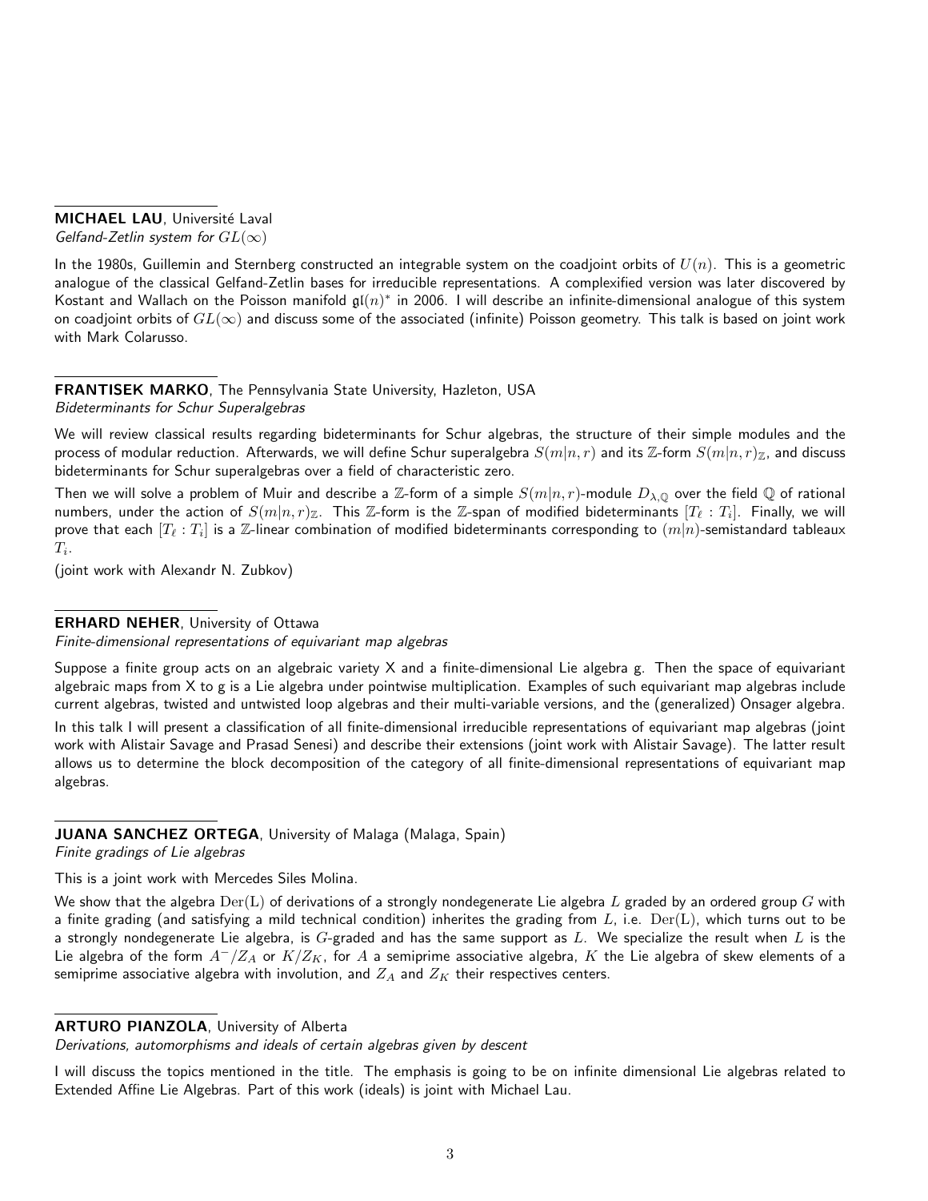**MICHAEL LAU**, Université Laval
*Gelfand-Zetlin system for $GL(\infty)$*

In the 1980s, Guillemin and Sternberg constructed an integrable system on the coadjoint orbits of $U(n)$. This is a geometric analogue of the classical Gelfand-Zetlin bases for irreducible representations. A complexified version was later discovered by Kostant and Wallach on the Poisson manifold $\mathfrak{gl}(n)^*$ in 2006. I will describe an infinite-dimensional analogue of this system on coadjoint orbits of $GL(\infty)$ and discuss some of the associated (infinite) Poisson geometry. This talk is based on joint work with Mark Colarusso.

**FRANTISEK MARKO**, The Pennsylvania State University, Hazleton, USA
*Bideterminants for Schur Superalgebras*

We will review classical results regarding bideterminants for Schur algebras, the structure of their simple modules and the process of modular reduction. Afterwards, we will define Schur superalgebra $S(m|n,r)$ and its $\mathbb{Z}$-form $S(m|n,r)_{\mathbb{Z}}$, and discuss bideterminants for Schur superalgebras over a field of characteristic zero.

Then we will solve a problem of Muir and describe a $\mathbb{Z}$-form of a simple $S(m|n,r)$-module $D_{\lambda,\mathbb{Q}}$ over the field $\mathbb{Q}$ of rational numbers, under the action of $S(m|n,r)_{\mathbb{Z}}$. This $\mathbb{Z}$-form is the $\mathbb{Z}$-span of modified bideterminants $[T_\ell : T_i]$. Finally, we will prove that each $[T_\ell : T_i]$ is a $\mathbb{Z}$-linear combination of modified bideterminants corresponding to $(m|n)$-semistandard tableaux $T_i$.

(joint work with Alexandr N. Zubkov)

**ERHARD NEHER**, University of Ottawa
*Finite-dimensional representations of equivariant map algebras*

Suppose a finite group acts on an algebraic variety X and a finite-dimensional Lie algebra g. Then the space of equivariant algebraic maps from X to g is a Lie algebra under pointwise multiplication. Examples of such equivariant map algebras include current algebras, twisted and untwisted loop algebras and their multi-variable versions, and the (generalized) Onsager algebra.

In this talk I will present a classification of all finite-dimensional irreducible representations of equivariant map algebras (joint work with Alistair Savage and Prasad Senesi) and describe their extensions (joint work with Alistair Savage). The latter result allows us to determine the block decomposition of the category of all finite-dimensional representations of equivariant map algebras.

**JUANA SANCHEZ ORTEGA**, University of Malaga (Malaga, Spain)
*Finite gradings of Lie algebras*

This is a joint work with Mercedes Siles Molina.

We show that the algebra $\mathrm{Der(L)}$ of derivations of a strongly nondegenerate Lie algebra $L$ graded by an ordered group $G$ with a finite grading (and satisfying a mild technical condition) inherites the grading from $L$, i.e. $\mathrm{Der(L)}$, which turns out to be a strongly nondegenerate Lie algebra, is $G$-graded and has the same support as $L$. We specialize the result when $L$ is the Lie algebra of the form $A^-/Z_A$ or $K/Z_K$, for $A$ a semiprime associative algebra, $K$ the Lie algebra of skew elements of a semiprime associative algebra with involution, and $Z_A$ and $Z_K$ their respectives centers.

**ARTURO PIANZOLA**, University of Alberta
*Derivations, automorphisms and ideals of certain algebras given by descent*

I will discuss the topics mentioned in the title. The emphasis is going to be on infinite dimensional Lie algebras related to Extended Affine Lie Algebras. Part of this work (ideals) is joint with Michael Lau.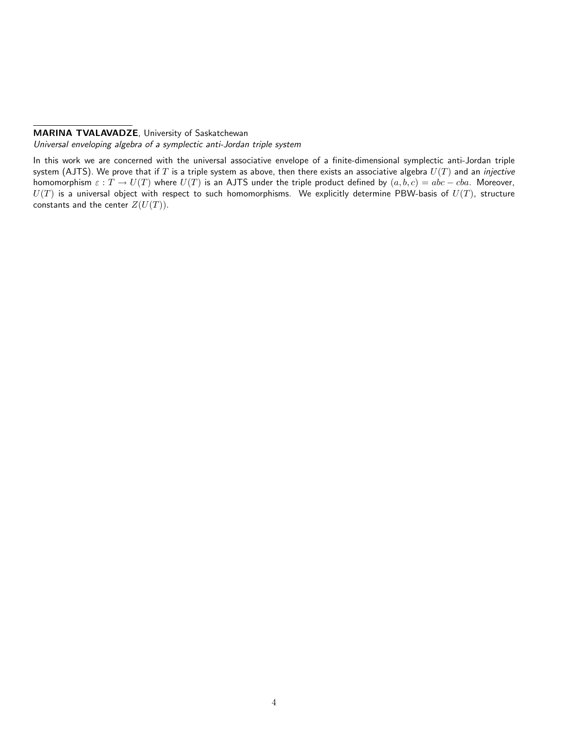**MARINA TVALAVADZE**, University of Saskatchewan
*Universal enveloping algebra of a symplectic anti-Jordan triple system*

In this work we are concerned with the universal associative envelope of a finite-dimensional symplectic anti-Jordan triple system (AJTS). We prove that if $T$ is a triple system as above, then there exists an associative algebra $U(T)$ and an *injective* homomorphism $\varepsilon : T \to U(T)$ where $U(T)$ is an AJTS under the triple product defined by $(a, b, c) = abc - cba$. Moreover, $U(T)$ is a universal object with respect to such homomorphisms. We explicitly determine PBW-basis of $U(T)$, structure constants and the center $Z(U(T))$.